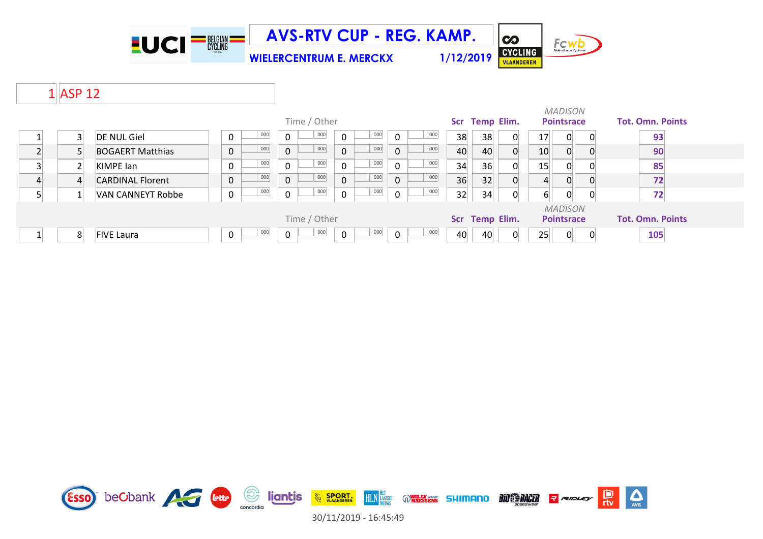# AVS-RTV CUP - REG. KAMP.

**WIELERCENTRUM E. MERCKX** 1/12/2019

## 1 ASP 12

| | | | Time / Other | | | | | | | | Scr | Temp | Elim. | MADISON Pointsrace | | | Tot. Omn. Points |
|---|---|---|---|---|---|---|---|---|---|---|---|---|---|---|---|---|---|
| 1 | 3 | DE NUL Giel | 0 | 000 | 0 | 000 | 0 | 000 | 0 | 000 | 38 | 38 | 0 | 17 | 0 | 0 | 93 |
| 2 | 5 | BOGAERT Matthias | 0 | 000 | 0 | 000 | 0 | 000 | 0 | 000 | 40 | 40 | 0 | 10 | 0 | 0 | 90 |
| 3 | 2 | KIMPE Ian | 0 | 000 | 0 | 000 | 0 | 000 | 0 | 000 | 34 | 36 | 0 | 15 | 0 | 0 | 85 |
| 4 | 4 | CARDINAL Florent | 0 | 000 | 0 | 000 | 0 | 000 | 0 | 000 | 36 | 32 | 0 | 4 | 0 | 0 | 72 |
| 5 | 1 | VAN CANNEYT Robbe | 0 | 000 | 0 | 000 | 0 | 000 | 0 | 000 | 32 | 34 | 0 | 6 | 0 | 0 | 72 |

| | | | Time / Other | | | | | | | | Scr | Temp | Elim. | MADISON Pointsrace | | | Tot. Omn. Points |
|---|---|---|---|---|---|---|---|---|---|---|---|---|---|---|---|---|---|
| 1 | 8 | FIVE Laura | 0 | 000 | 0 | 000 | 0 | 000 | 0 | 000 | 40 | 40 | 0 | 25 | 0 | 0 | 105 |

30/11/2019 - 16:45:49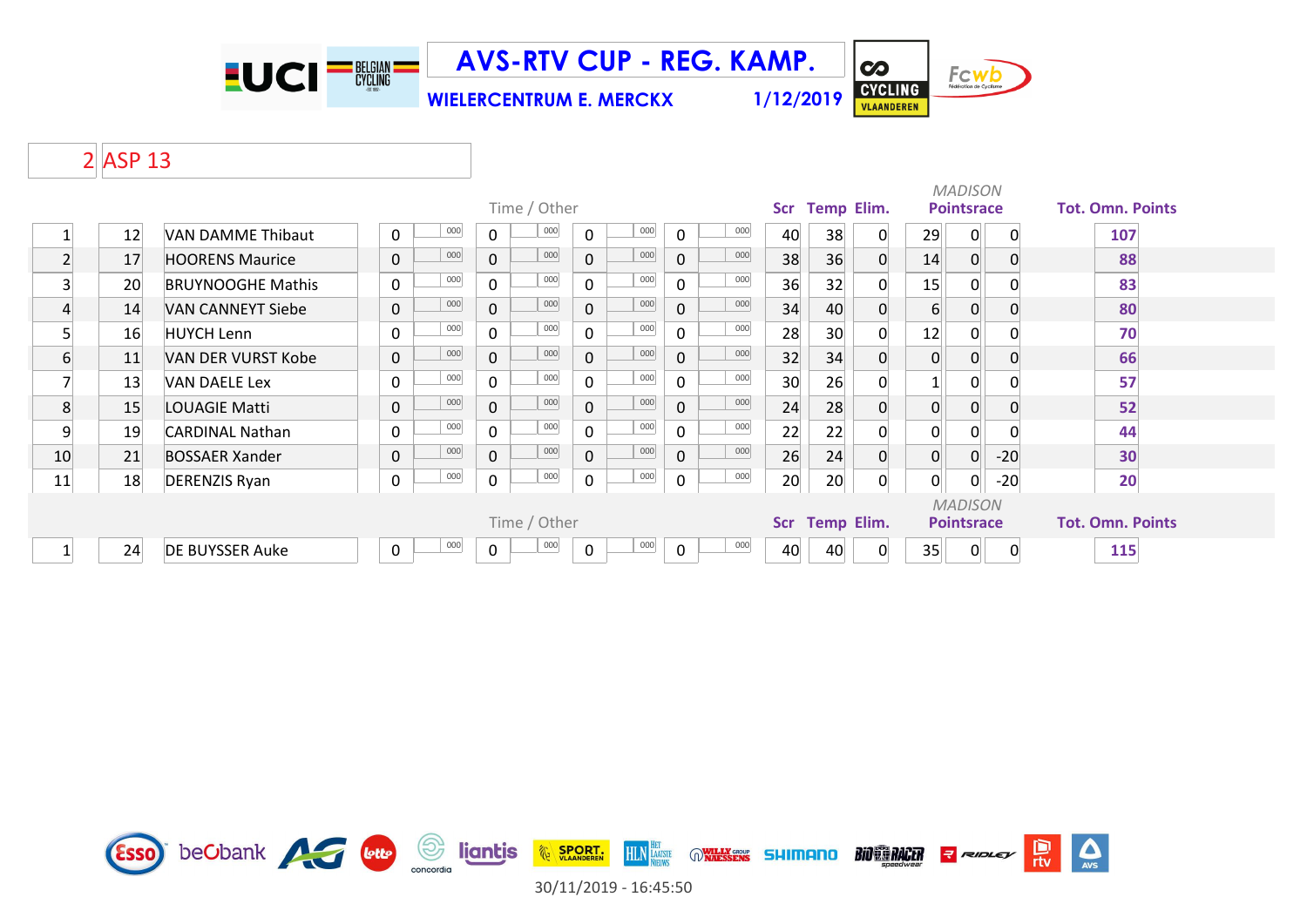# AVS-RTV CUP - REG. KAMP.

**WIELERCENTRUM E. MERCKX** 1/12/2019

## 2 ASP 13

| | | | Time / Other | | | | | | | | Scr | Temp | Elim. | MADISON Pointsrace | | | Tot. Omn. Points |
|---|---|---|---|---|---|---|---|---|---|---|---|---|---|---|---|---|---|
| 1 | 12 | VAN DAMME Thibaut | 0 | 000 | 0 | 000 | 0 | 000 | 0 | 000 | 40 | 38 | 0 | 29 | 0 | 0 | 107 |
| 2 | 17 | HOORENS Maurice | 0 | 000 | 0 | 000 | 0 | 000 | 0 | 000 | 38 | 36 | 0 | 14 | 0 | 0 | 88 |
| 3 | 20 | BRUYNOOGHE Mathis | 0 | 000 | 0 | 000 | 0 | 000 | 0 | 000 | 36 | 32 | 0 | 15 | 0 | 0 | 83 |
| 4 | 14 | VAN CANNEYT Siebe | 0 | 000 | 0 | 000 | 0 | 000 | 0 | 000 | 34 | 40 | 0 | 6 | 0 | 0 | 80 |
| 5 | 16 | HUYCH Lenn | 0 | 000 | 0 | 000 | 0 | 000 | 0 | 000 | 28 | 30 | 0 | 12 | 0 | 0 | 70 |
| 6 | 11 | VAN DER VURST Kobe | 0 | 000 | 0 | 000 | 0 | 000 | 0 | 000 | 32 | 34 | 0 | 0 | 0 | 0 | 66 |
| 7 | 13 | VAN DAELE Lex | 0 | 000 | 0 | 000 | 0 | 000 | 0 | 000 | 30 | 26 | 0 | 1 | 0 | 0 | 57 |
| 8 | 15 | LOUAGIE Matti | 0 | 000 | 0 | 000 | 0 | 000 | 0 | 000 | 24 | 28 | 0 | 0 | 0 | 0 | 52 |
| 9 | 19 | CARDINAL Nathan | 0 | 000 | 0 | 000 | 0 | 000 | 0 | 000 | 22 | 22 | 0 | 0 | 0 | 0 | 44 |
| 10 | 21 | BOSSAER Xander | 0 | 000 | 0 | 000 | 0 | 000 | 0 | 000 | 26 | 24 | 0 | 0 | 0 | -20 | 30 |
| 11 | 18 | DERENZIS Ryan | 0 | 000 | 0 | 000 | 0 | 000 | 0 | 000 | 20 | 20 | 0 | 0 | 0 | -20 | 20 |

| | | | Time / Other | | | | | | | | Scr | Temp | Elim. | MADISON Pointsrace | | | Tot. Omn. Points |
|---|---|---|---|---|---|---|---|---|---|---|---|---|---|---|---|---|---|
| 1 | 24 | DE BUYSSER Auke | 0 | 000 | 0 | 000 | 0 | 000 | 0 | 000 | 40 | 40 | 0 | 35 | 0 | 0 | 115 |

30/11/2019 - 16:45:50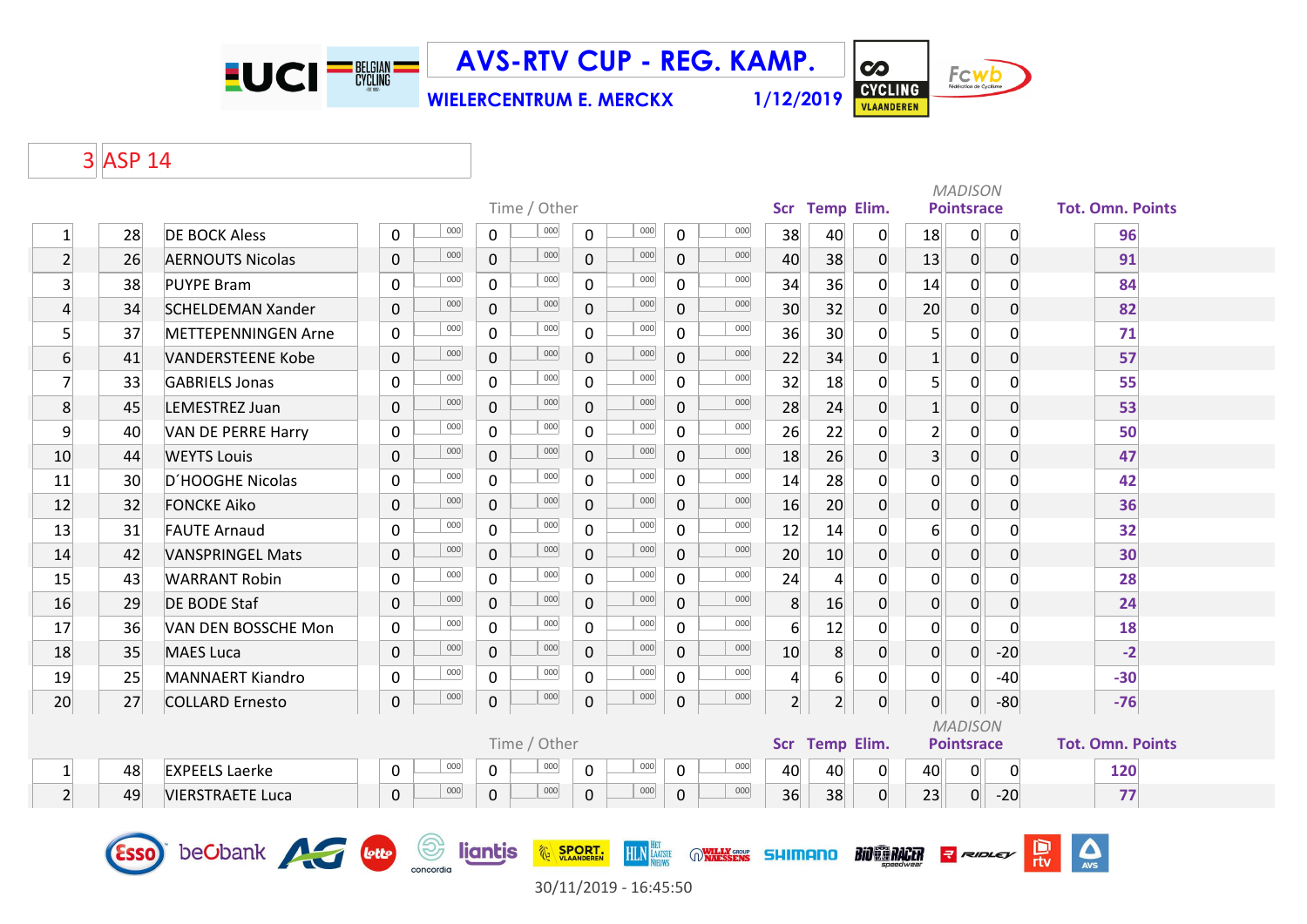# AVS-RTV CUP - REG. KAMP.

**WIELERCENTRUM E. MERCKX** 1/12/2019

## 3 ASP 14

| | | | Time / Other | | | | | | | | Scr | Temp | Elim. | MADISON Pointsrace | | | Tot. Omn. Points |
|---|---|---|---|---|---|---|---|---|---|---|---|---|---|---|---|---|---|
| 1 | 28 | DE BOCK Aless | 0 | 000 | 0 | 000 | 0 | 000 | 0 | 000 | 38 | 40 | 0 | 18 | 0 | 0 | 96 |
| 2 | 26 | AERNOUTS Nicolas | 0 | 000 | 0 | 000 | 0 | 000 | 0 | 000 | 40 | 38 | 0 | 13 | 0 | 0 | 91 |
| 3 | 38 | PUYPE Bram | 0 | 000 | 0 | 000 | 0 | 000 | 0 | 000 | 34 | 36 | 0 | 14 | 0 | 0 | 84 |
| 4 | 34 | SCHELDEMAN Xander | 0 | 000 | 0 | 000 | 0 | 000 | 0 | 000 | 30 | 32 | 0 | 20 | 0 | 0 | 82 |
| 5 | 37 | METTEPENNINGEN Arne | 0 | 000 | 0 | 000 | 0 | 000 | 0 | 000 | 36 | 30 | 0 | 5 | 0 | 0 | 71 |
| 6 | 41 | VANDERSTEENE Kobe | 0 | 000 | 0 | 000 | 0 | 000 | 0 | 000 | 22 | 34 | 0 | 1 | 0 | 0 | 57 |
| 7 | 33 | GABRIELS Jonas | 0 | 000 | 0 | 000 | 0 | 000 | 0 | 000 | 32 | 18 | 0 | 5 | 0 | 0 | 55 |
| 8 | 45 | LEMESTREZ Juan | 0 | 000 | 0 | 000 | 0 | 000 | 0 | 000 | 28 | 24 | 0 | 1 | 0 | 0 | 53 |
| 9 | 40 | VAN DE PERRE Harry | 0 | 000 | 0 | 000 | 0 | 000 | 0 | 000 | 26 | 22 | 0 | 2 | 0 | 0 | 50 |
| 10 | 44 | WEYTS Louis | 0 | 000 | 0 | 000 | 0 | 000 | 0 | 000 | 18 | 26 | 0 | 3 | 0 | 0 | 47 |
| 11 | 30 | D´HOOGHE Nicolas | 0 | 000 | 0 | 000 | 0 | 000 | 0 | 000 | 14 | 28 | 0 | 0 | 0 | 0 | 42 |
| 12 | 32 | FONCKE Aiko | 0 | 000 | 0 | 000 | 0 | 000 | 0 | 000 | 16 | 20 | 0 | 0 | 0 | 0 | 36 |
| 13 | 31 | FAUTE Arnaud | 0 | 000 | 0 | 000 | 0 | 000 | 0 | 000 | 12 | 14 | 0 | 6 | 0 | 0 | 32 |
| 14 | 42 | VANSPRINGEL Mats | 0 | 000 | 0 | 000 | 0 | 000 | 0 | 000 | 20 | 10 | 0 | 0 | 0 | 0 | 30 |
| 15 | 43 | WARRANT Robin | 0 | 000 | 0 | 000 | 0 | 000 | 0 | 000 | 24 | 4 | 0 | 0 | 0 | 0 | 28 |
| 16 | 29 | DE BODE Staf | 0 | 000 | 0 | 000 | 0 | 000 | 0 | 000 | 8 | 16 | 0 | 0 | 0 | 0 | 24 |
| 17 | 36 | VAN DEN BOSSCHE Mon | 0 | 000 | 0 | 000 | 0 | 000 | 0 | 000 | 6 | 12 | 0 | 0 | 0 | 0 | 18 |
| 18 | 35 | MAES Luca | 0 | 000 | 0 | 000 | 0 | 000 | 0 | 000 | 10 | 8 | 0 | 0 | 0 | -20 | -2 |
| 19 | 25 | MANNAERT Kiandro | 0 | 000 | 0 | 000 | 0 | 000 | 0 | 000 | 4 | 6 | 0 | 0 | 0 | -40 | -30 |
| 20 | 27 | COLLARD Ernesto | 0 | 000 | 0 | 000 | 0 | 000 | 0 | 000 | 2 | 2 | 0 | 0 | 0 | -80 | -76 |

| | | | Time / Other | | | | | | | | Scr | Temp | Elim. | MADISON Pointsrace | | | Tot. Omn. Points |
|---|---|---|---|---|---|---|---|---|---|---|---|---|---|---|---|---|---|
| 1 | 48 | EXPEELS Laerke | 0 | 000 | 0 | 000 | 0 | 000 | 0 | 000 | 40 | 40 | 0 | 40 | 0 | 0 | 120 |
| 2 | 49 | VIERSTRAETE Luca | 0 | 000 | 0 | 000 | 0 | 000 | 0 | 000 | 36 | 38 | 0 | 23 | 0 | -20 | 77 |

30/11/2019 - 16:45:50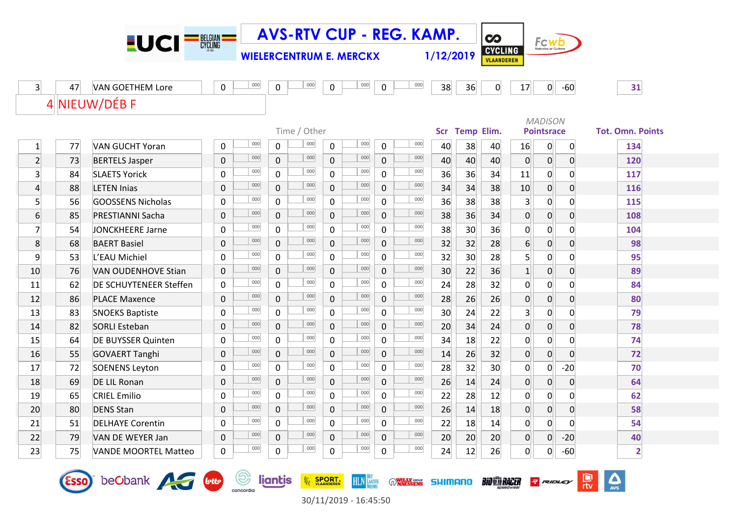# AVS-RTV CUP - REG. KAMP.

**WIELERCENTRUM E. MERCKX** **1/12/2019**

| 3 | 47 | VAN GOETHEM Lore | 0 | 000 | 0 | 000 | 0 | 000 | 0 | 000 | 38 | 36 | 0 | 17 | 0 | -60 | 31 |
|---|---|---|---|---|---|---|---|---|---|---|---|---|---|---|---|---|---|

## 4 NIEUW/DÉB F

| | | | Time / Other | | | | | | | | Scr | Temp | Elim. | *MADISON* Pointsrace | | | Tot. Omn. Points |
|---|---|---|---|---|---|---|---|---|---|---|---|---|---|---|---|---|---|
| 1 | 77 | VAN GUCHT Yoran | 0 | 000 | 0 | 000 | 0 | 000 | 0 | 000 | 40 | 38 | 40 | 16 | 0 | 0 | 134 |
| 2 | 73 | BERTELS Jasper | 0 | 000 | 0 | 000 | 0 | 000 | 0 | 000 | 40 | 40 | 40 | 0 | 0 | 0 | 120 |
| 3 | 84 | SLAETS Yorick | 0 | 000 | 0 | 000 | 0 | 000 | 0 | 000 | 36 | 36 | 34 | 11 | 0 | 0 | 117 |
| 4 | 88 | LETEN Inias | 0 | 000 | 0 | 000 | 0 | 000 | 0 | 000 | 34 | 34 | 38 | 10 | 0 | 0 | 116 |
| 5 | 56 | GOOSSENS Nicholas | 0 | 000 | 0 | 000 | 0 | 000 | 0 | 000 | 36 | 38 | 38 | 3 | 0 | 0 | 115 |
| 6 | 85 | PRESTIANNI Sacha | 0 | 000 | 0 | 000 | 0 | 000 | 0 | 000 | 38 | 36 | 34 | 0 | 0 | 0 | 108 |
| 7 | 54 | JONCKHEERE Jarne | 0 | 000 | 0 | 000 | 0 | 000 | 0 | 000 | 38 | 30 | 36 | 0 | 0 | 0 | 104 |
| 8 | 68 | BAERT Basiel | 0 | 000 | 0 | 000 | 0 | 000 | 0 | 000 | 32 | 32 | 28 | 6 | 0 | 0 | 98 |
| 9 | 53 | L'EAU Michiel | 0 | 000 | 0 | 000 | 0 | 000 | 0 | 000 | 32 | 30 | 28 | 5 | 0 | 0 | 95 |
| 10 | 76 | VAN OUDENHOVE Stian | 0 | 000 | 0 | 000 | 0 | 000 | 0 | 000 | 30 | 22 | 36 | 1 | 0 | 0 | 89 |
| 11 | 62 | DE SCHUYTENEER Steffen | 0 | 000 | 0 | 000 | 0 | 000 | 0 | 000 | 24 | 28 | 32 | 0 | 0 | 0 | 84 |
| 12 | 86 | PLACE Maxence | 0 | 000 | 0 | 000 | 0 | 000 | 0 | 000 | 28 | 26 | 26 | 0 | 0 | 0 | 80 |
| 13 | 83 | SNOEKS Baptiste | 0 | 000 | 0 | 000 | 0 | 000 | 0 | 000 | 30 | 24 | 22 | 3 | 0 | 0 | 79 |
| 14 | 82 | SORLI Esteban | 0 | 000 | 0 | 000 | 0 | 000 | 0 | 000 | 20 | 34 | 24 | 0 | 0 | 0 | 78 |
| 15 | 64 | DE BUYSSER Quinten | 0 | 000 | 0 | 000 | 0 | 000 | 0 | 000 | 34 | 18 | 22 | 0 | 0 | 0 | 74 |
| 16 | 55 | GOVAERT Tanghi | 0 | 000 | 0 | 000 | 0 | 000 | 0 | 000 | 14 | 26 | 32 | 0 | 0 | 0 | 72 |
| 17 | 72 | SOENENS Leyton | 0 | 000 | 0 | 000 | 0 | 000 | 0 | 000 | 28 | 32 | 30 | 0 | 0 | -20 | 70 |
| 18 | 69 | DE LIL Ronan | 0 | 000 | 0 | 000 | 0 | 000 | 0 | 000 | 26 | 14 | 24 | 0 | 0 | 0 | 64 |
| 19 | 65 | CRIEL Emilio | 0 | 000 | 0 | 000 | 0 | 000 | 0 | 000 | 22 | 28 | 12 | 0 | 0 | 0 | 62 |
| 20 | 80 | DENS Stan | 0 | 000 | 0 | 000 | 0 | 000 | 0 | 000 | 26 | 14 | 18 | 0 | 0 | 0 | 58 |
| 21 | 51 | DELHAYE Corentin | 0 | 000 | 0 | 000 | 0 | 000 | 0 | 000 | 22 | 18 | 14 | 0 | 0 | 0 | 54 |
| 22 | 79 | VAN DE WEYER Jan | 0 | 000 | 0 | 000 | 0 | 000 | 0 | 000 | 20 | 20 | 20 | 0 | 0 | -20 | 40 |
| 23 | 75 | VANDE MOORTEL Matteo | 0 | 000 | 0 | 000 | 0 | 000 | 0 | 000 | 24 | 12 | 26 | 0 | 0 | -60 | 2 |

30/11/2019 - 16:45:50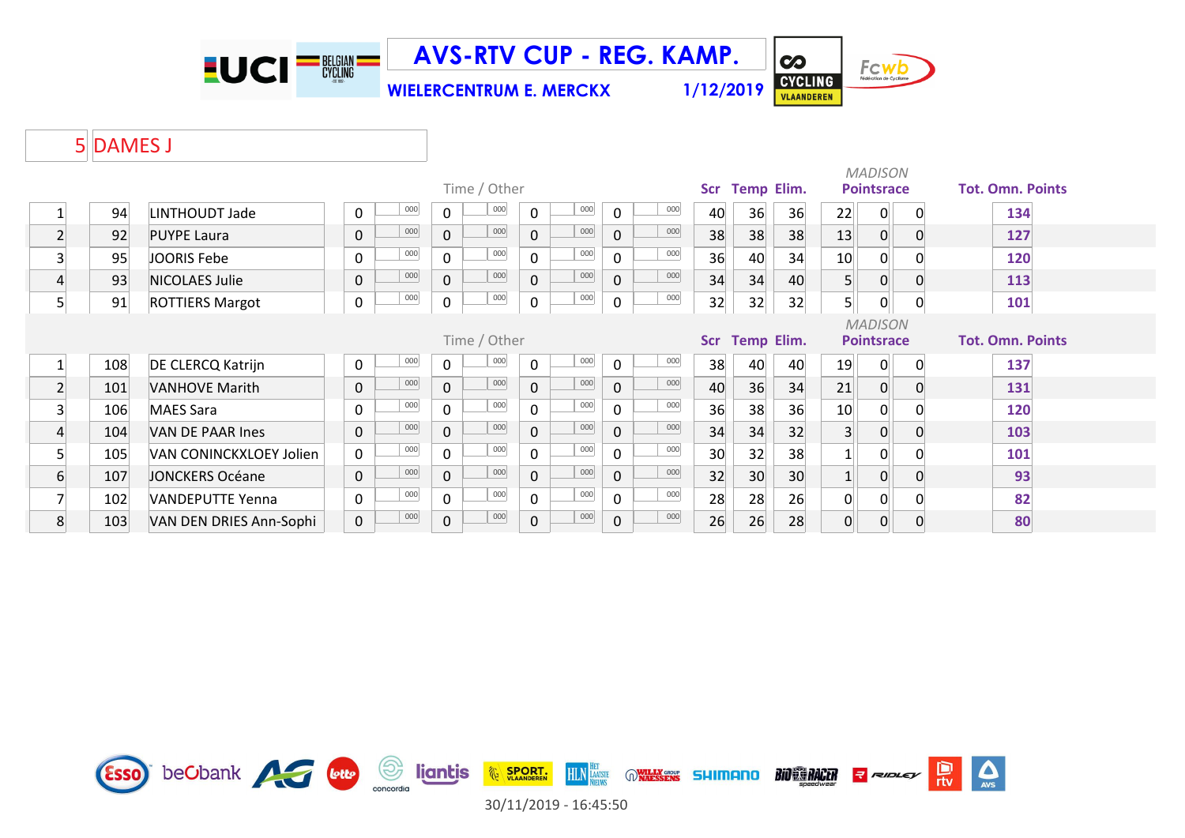# AVS-RTV CUP - REG. KAMP.

**WIELERCENTRUM E. MERCKX** 1/12/2019

## 5 DAMES J

| | | | Time / Other | | | | | | | | Scr | Temp | Elim. | MADISON Pointsrace | | | Tot. Omn. Points |
|---|---|---|---|---|---|---|---|---|---|---|---|---|---|---|---|---|---|
| 1 | 94 | LINTHOUDT Jade | 0 | 000 | 0 | 000 | 0 | 000 | 0 | 000 | 40 | 36 | 36 | 22 | 0 | 0 | 134 |
| 2 | 92 | PUYPE Laura | 0 | 000 | 0 | 000 | 0 | 000 | 0 | 000 | 38 | 38 | 38 | 13 | 0 | 0 | 127 |
| 3 | 95 | JOORIS Febe | 0 | 000 | 0 | 000 | 0 | 000 | 0 | 000 | 36 | 40 | 34 | 10 | 0 | 0 | 120 |
| 4 | 93 | NICOLAES Julie | 0 | 000 | 0 | 000 | 0 | 000 | 0 | 000 | 34 | 34 | 40 | 5 | 0 | 0 | 113 |
| 5 | 91 | ROTTIERS Margot | 0 | 000 | 0 | 000 | 0 | 000 | 0 | 000 | 32 | 32 | 32 | 5 | 0 | 0 | 101 |

| | | | Time / Other | | | | | | | | Scr | Temp | Elim. | MADISON Pointsrace | | | Tot. Omn. Points |
|---|---|---|---|---|---|---|---|---|---|---|---|---|---|---|---|---|---|
| 1 | 108 | DE CLERCQ Katrijn | 0 | 000 | 0 | 000 | 0 | 000 | 0 | 000 | 38 | 40 | 40 | 19 | 0 | 0 | 137 |
| 2 | 101 | VANHOVE Marith | 0 | 000 | 0 | 000 | 0 | 000 | 0 | 000 | 40 | 36 | 34 | 21 | 0 | 0 | 131 |
| 3 | 106 | MAES Sara | 0 | 000 | 0 | 000 | 0 | 000 | 0 | 000 | 36 | 38 | 36 | 10 | 0 | 0 | 120 |
| 4 | 104 | VAN DE PAAR Ines | 0 | 000 | 0 | 000 | 0 | 000 | 0 | 000 | 34 | 34 | 32 | 3 | 0 | 0 | 103 |
| 5 | 105 | VAN CONINCKXLOEY Jolien | 0 | 000 | 0 | 000 | 0 | 000 | 0 | 000 | 30 | 32 | 38 | 1 | 0 | 0 | 101 |
| 6 | 107 | JONCKERS Océane | 0 | 000 | 0 | 000 | 0 | 000 | 0 | 000 | 32 | 30 | 30 | 1 | 0 | 0 | 93 |
| 7 | 102 | VANDEPUTTE Yenna | 0 | 000 | 0 | 000 | 0 | 000 | 0 | 000 | 28 | 28 | 26 | 0 | 0 | 0 | 82 |
| 8 | 103 | VAN DEN DRIES Ann-Sophi | 0 | 000 | 0 | 000 | 0 | 000 | 0 | 000 | 26 | 26 | 28 | 0 | 0 | 0 | 80 |

30/11/2019 - 16:45:50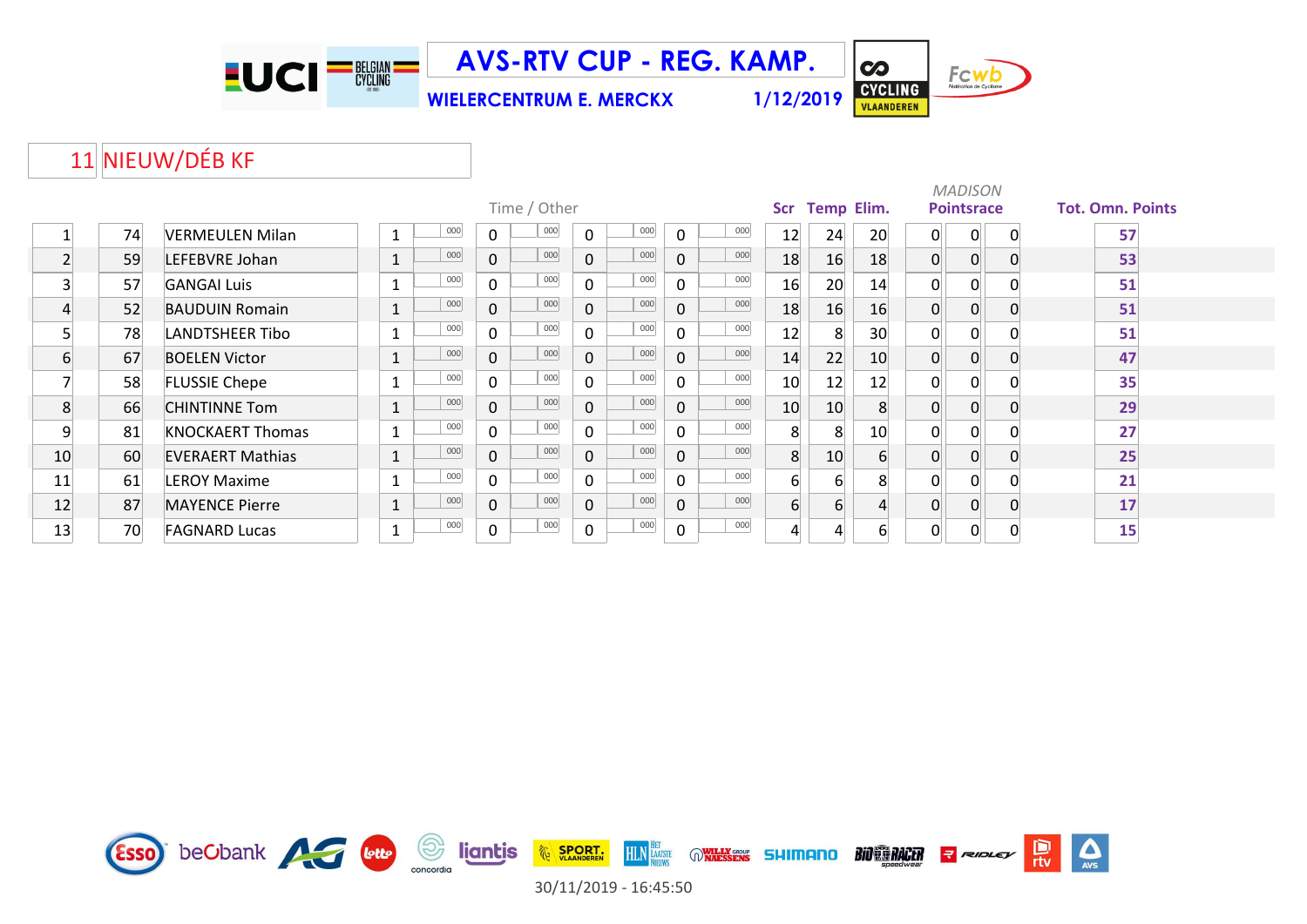# AVS-RTV CUP - REG. KAMP.

**WIELERCENTRUM E. MERCKX** 1/12/2019

## 11 NIEUW/DÉB KF

| | | | Time / Other | | | | | | | | Scr | Temp | Elim. | MADISON Pointsrace | | | Tot. Omn. Points |
|---|---|---|---|---|---|---|---|---|---|---|---|---|---|---|---|---|---|
| 1 | 74 | VERMEULEN Milan | 1 | 000 | 0 | 000 | 0 | 000 | 0 | 000 | 12 | 24 | 20 | 0 | 0 | 0 | 57 |
| 2 | 59 | LEFEBVRE Johan | 1 | 000 | 0 | 000 | 0 | 000 | 0 | 000 | 18 | 16 | 18 | 0 | 0 | 0 | 53 |
| 3 | 57 | GANGAI Luis | 1 | 000 | 0 | 000 | 0 | 000 | 0 | 000 | 16 | 20 | 14 | 0 | 0 | 0 | 51 |
| 4 | 52 | BAUDUIN Romain | 1 | 000 | 0 | 000 | 0 | 000 | 0 | 000 | 18 | 16 | 16 | 0 | 0 | 0 | 51 |
| 5 | 78 | LANDTSHEER Tibo | 1 | 000 | 0 | 000 | 0 | 000 | 0 | 000 | 12 | 8 | 30 | 0 | 0 | 0 | 51 |
| 6 | 67 | BOELEN Victor | 1 | 000 | 0 | 000 | 0 | 000 | 0 | 000 | 14 | 22 | 10 | 0 | 0 | 0 | 47 |
| 7 | 58 | FLUSSIE Chepe | 1 | 000 | 0 | 000 | 0 | 000 | 0 | 000 | 10 | 12 | 12 | 0 | 0 | 0 | 35 |
| 8 | 66 | CHINTINNE Tom | 1 | 000 | 0 | 000 | 0 | 000 | 0 | 000 | 10 | 10 | 8 | 0 | 0 | 0 | 29 |
| 9 | 81 | KNOCKAERT Thomas | 1 | 000 | 0 | 000 | 0 | 000 | 0 | 000 | 8 | 8 | 10 | 0 | 0 | 0 | 27 |
| 10 | 60 | EVERAERT Mathias | 1 | 000 | 0 | 000 | 0 | 000 | 0 | 000 | 8 | 10 | 6 | 0 | 0 | 0 | 25 |
| 11 | 61 | LEROY Maxime | 1 | 000 | 0 | 000 | 0 | 000 | 0 | 000 | 6 | 6 | 8 | 0 | 0 | 0 | 21 |
| 12 | 87 | MAYENCE Pierre | 1 | 000 | 0 | 000 | 0 | 000 | 0 | 000 | 6 | 6 | 4 | 0 | 0 | 0 | 17 |
| 13 | 70 | FAGNARD Lucas | 1 | 000 | 0 | 000 | 0 | 000 | 0 | 000 | 4 | 4 | 6 | 0 | 0 | 0 | 15 |

30/11/2019 - 16:45:50